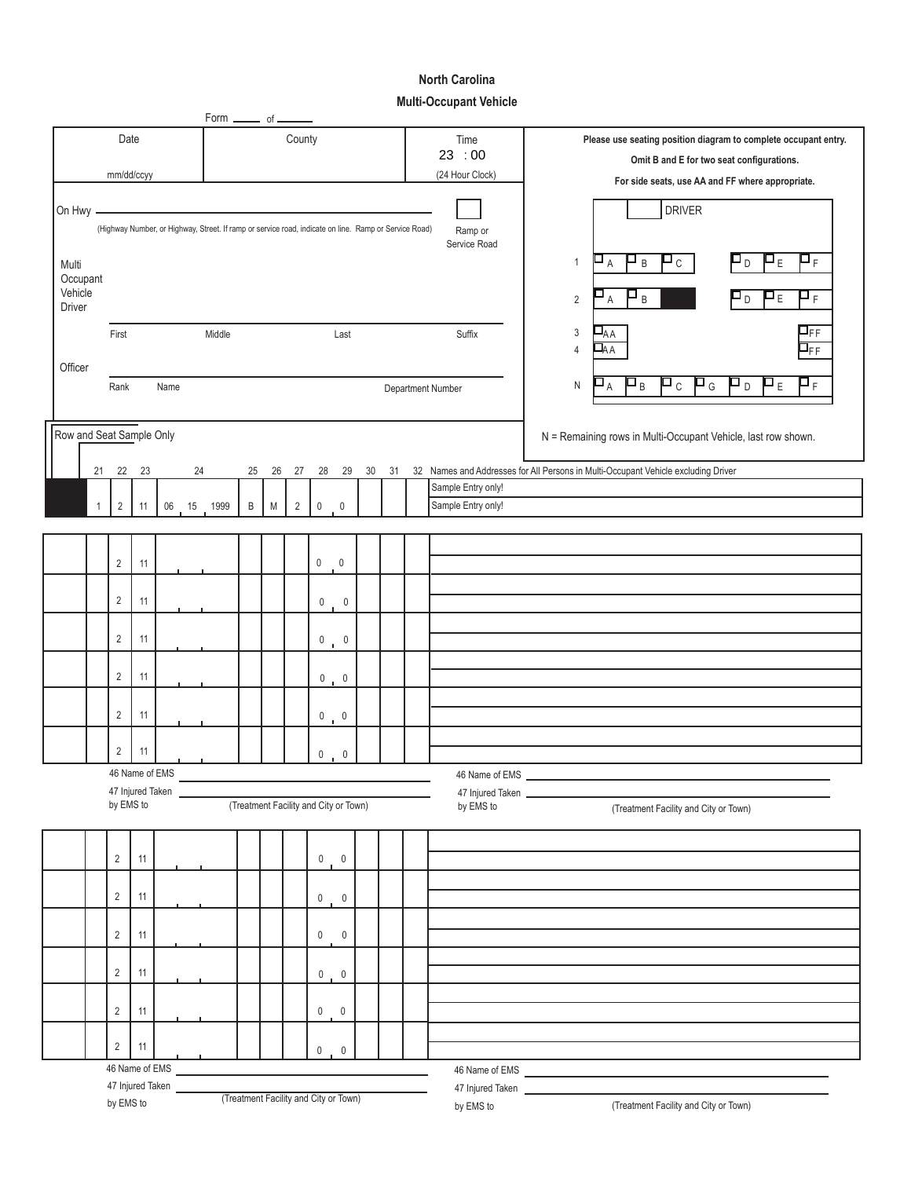# North Carolina

## Multi-Occupant Vehicle

Form ______ of ______

| Date | County | Time |
|---|---|---|
| mm/dd/ccyy | | 23 : 00 (24 Hour Clock) |

On Hwy ________________________________________________

(Highway Number, or Highway, Street. If ramp or service road, indicate on line. Ramp or Service Road)

☐ Ramp or Service Road

Multi Occupant Vehicle Driver ________________________________________________

First    Middle    Last    Suffix

Officer ________________________________________________

Rank    Name    Department Number

**Please use seating position diagram to complete occupant entry.**

**Omit B and E for two seat configurations.**

**For side seats, use AA and FF where appropriate.**

| Row | | | | DRIVER | | | |
|---|---|---|---|---|---|---|---|
| 1 | ☐ A | ☐ B | ☐ C | | ☐ D | ☐ E | ☐ F |
| 2 | ☐ A | ☐ B | ■ | | ☐ D | ☐ E | ☐ F |
| 3 | ☐ AA | | | | | | ☐ FF |
| 4 | ☐ AA | | | | | | ☐ FF |
| N | ☐ A | ☐ B | ☐ C | ☐ G | ☐ D | ☐ E | ☐ F |

N = Remaining rows in Multi-Occupant Vehicle, last row shown.

Row and Seat Sample Only

| | 21 | 22 | 23 | 24 | 25 | 26 | 27 | 28 29 | 30 | 31 | 32 Names and Addresses for All Persons in Multi-Occupant Vehicle excluding Driver |
|---|---|---|---|---|---|---|---|---|---|---|---|
| | | | | | | | | | | | Sample Entry only! |
| | 1 | 2 | 11 | 06 15 1999 | B | M | 2 | 0 0 | | | Sample Entry only! |

| | | | | | | | | | | | |
|---|---|---|---|---|---|---|---|---|---|---|---|
| | | 2 | 11 | | | | | 0 0 | | | |
| | | 2 | 11 | | | | | 0 0 | | | |
| | | 2 | 11 | | | | | 0 0 | | | |
| | | 2 | 11 | | | | | 0 0 | | | |
| | | 2 | 11 | | | | | 0 0 | | | |
| | | 2 | 11 | | | | | 0 0 | | | |

46 Name of EMS ________________________    46 Name of EMS ________________________

47 Injured Taken by EMS to ________________________ (Treatment Facility and City or Town)    47 Injured Taken by EMS to ________________________ (Treatment Facility and City or Town)

| | | | | | | | | | | | |
|---|---|---|---|---|---|---|---|---|---|---|---|
| | | 2 | 11 | | | | | 0 0 | | | |
| | | 2 | 11 | | | | | 0 0 | | | |
| | | 2 | 11 | | | | | 0 0 | | | |
| | | 2 | 11 | | | | | 0 0 | | | |
| | | 2 | 11 | | | | | 0 0 | | | |
| | | 2 | 11 | | | | | 0 0 | | | |

46 Name of EMS ________________________    46 Name of EMS ________________________

47 Injured Taken by EMS to ________________________ (Treatment Facility and City or Town)    47 Injured Taken by EMS to ________________________ (Treatment Facility and City or Town)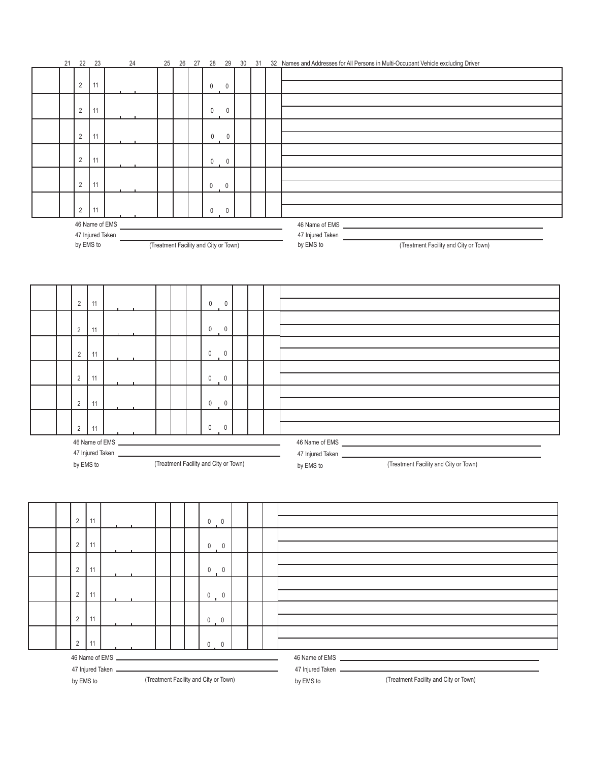| 21 | 22 | 23 | 24 | 25 | 26 | 27 | 28 | 29 | 30 | 31 | 32 Names and Addresses for All Persons in Multi-Occupant Vehicle excluding Driver |
|---|---|---|---|---|---|---|---|---|---|---|---|
| | 2 | 11 | | | | | 0 | 0 | | | |
| | 2 | 11 | | | | | 0 | 0 | | | |
| | 2 | 11 | | | | | 0 | 0 | | | |
| | 2 | 11 | | | | | 0 | 0 | | | |
| | 2 | 11 | | | | | 0 | 0 | | | |
| | 2 | 11 | | | | | 0 | 0 | | | |

46 Name of EMS ______________________

47 Injured Taken by EMS to ______________________ (Treatment Facility and City or Town)

46 Name of EMS ______________________

47 Injured Taken by EMS to ______________________ (Treatment Facility and City or Town)

| | | | | | | | | | | | |
|---|---|---|---|---|---|---|---|---|---|---|---|
| | 2 | 11 | | | | | 0 | 0 | | | |
| | 2 | 11 | | | | | 0 | 0 | | | |
| | 2 | 11 | | | | | 0 | 0 | | | |
| | 2 | 11 | | | | | 0 | 0 | | | |
| | 2 | 11 | | | | | 0 | 0 | | | |
| | 2 | 11 | | | | | 0 | 0 | | | |

46 Name of EMS ______________________

47 Injured Taken by EMS to ______________________ (Treatment Facility and City or Town)

46 Name of EMS ______________________

47 Injured Taken by EMS to ______________________ (Treatment Facility and City or Town)

| | | | | | | | | | | | |
|---|---|---|---|---|---|---|---|---|---|---|---|
| | 2 | 11 | | | | | 0 | 0 | | | |
| | 2 | 11 | | | | | 0 | 0 | | | |
| | 2 | 11 | | | | | 0 | 0 | | | |
| | 2 | 11 | | | | | 0 | 0 | | | |
| | 2 | 11 | | | | | 0 | 0 | | | |
| | 2 | 11 | | | | | 0 | 0 | | | |

46 Name of EMS ______________________

47 Injured Taken by EMS to ______________________ (Treatment Facility and City or Town)

46 Name of EMS ______________________

47 Injured Taken by EMS to ______________________ (Treatment Facility and City or Town)